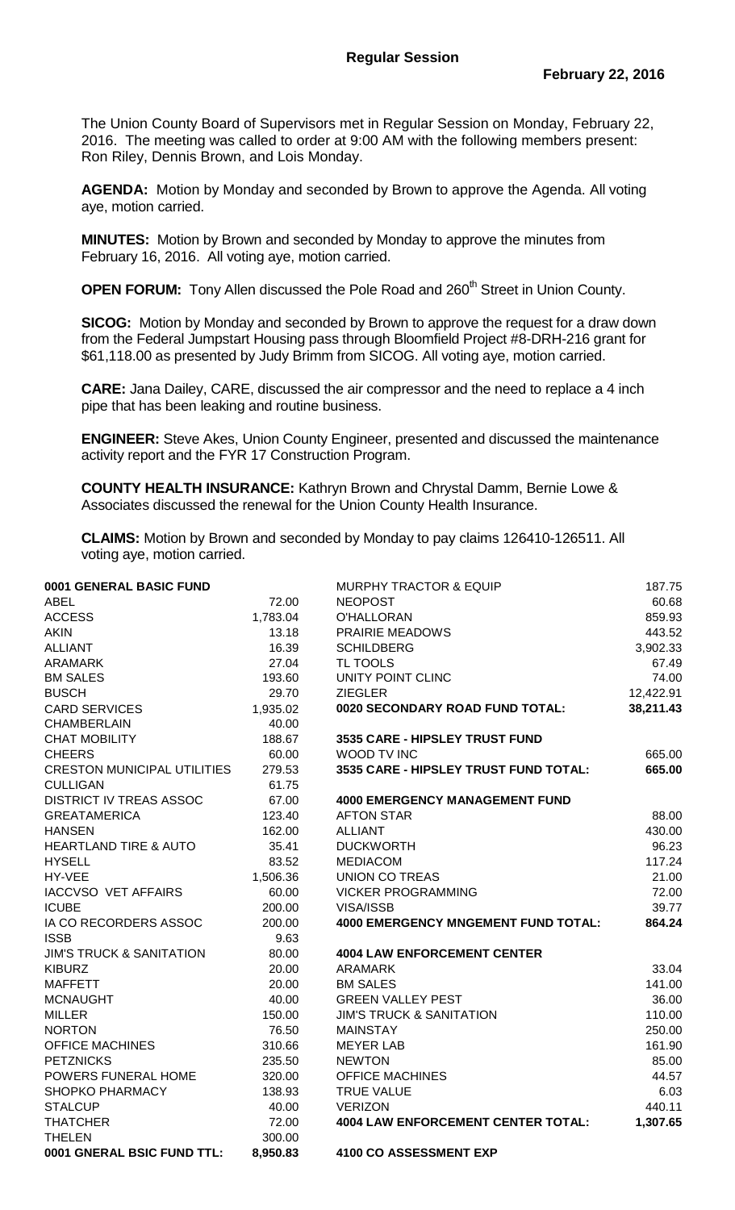**Regular Session**

**February 22, 2016**

The Union County Board of Supervisors met in Regular Session on Monday, February 22, 2016. The meeting was called to order at 9:00 AM with the following members present: Ron Riley, Dennis Brown, and Lois Monday.

**AGENDA:** Motion by Monday and seconded by Brown to approve the Agenda. All voting aye, motion carried.

**MINUTES:** Motion by Brown and seconded by Monday to approve the minutes from February 16, 2016. All voting aye, motion carried.

**OPEN FORUM:** Tony Allen discussed the Pole Road and 260th Street in Union County.

**SICOG:** Motion by Monday and seconded by Brown to approve the request for a draw down from the Federal Jumpstart Housing pass through Bloomfield Project #8-DRH-216 grant for $61,118.00 as presented by Judy Brimm from SICOG. All voting aye, motion carried.

**CARE:** Jana Dailey, CARE, discussed the air compressor and the need to replace a 4 inch pipe that has been leaking and routine business.

**ENGINEER:** Steve Akes, Union County Engineer, presented and discussed the maintenance activity report and the FYR 17 Construction Program.

**COUNTY HEALTH INSURANCE:** Kathryn Brown and Chrystal Damm, Bernie Lowe & Associates discussed the renewal for the Union County Health Insurance.

**CLAIMS:** Motion by Brown and seconded by Monday to pay claims 126410-126511. All voting aye, motion carried.

| **0001 GENERAL BASIC FUND** | |
|---|---|
| ABEL | 72.00 |
| ACCESS | 1,783.04 |
| AKIN | 13.18 |
| ALLIANT | 16.39 |
| ARAMARK | 27.04 |
| BM SALES | 193.60 |
| BUSCH | 29.70 |
| CARD SERVICES | 1,935.02 |
| CHAMBERLAIN | 40.00 |
| CHAT MOBILITY | 188.67 |
| CHEERS | 60.00 |
| CRESTON MUNICIPAL UTILITIES | 279.53 |
| CULLIGAN | 61.75 |
| DISTRICT IV TREAS ASSOC | 67.00 |
| GREATAMERICA | 123.40 |
| HANSEN | 162.00 |
| HEARTLAND TIRE & AUTO | 35.41 |
| HYSELL | 83.52 |
| HY-VEE | 1,506.36 |
| IACCVSO VET AFFAIRS | 60.00 |
| ICUBE | 200.00 |
| IA CO RECORDERS ASSOC | 200.00 |
| ISSB | 9.63 |
| JIM'S TRUCK & SANITATION | 80.00 |
| KIBURZ | 20.00 |
| MAFFETT | 20.00 |
| MCNAUGHT | 40.00 |
| MILLER | 150.00 |
| NORTON | 76.50 |
| OFFICE MACHINES | 310.66 |
| PETZNICKS | 235.50 |
| POWERS FUNERAL HOME | 320.00 |
| SHOPKO PHARMACY | 138.93 |
| STALCUP | 40.00 |
| THATCHER | 72.00 |
| THELEN | 300.00 |
| **0001 GNERAL BSIC FUND TTL:** | **8,950.83** |

| | |
|---|---|
| MURPHY TRACTOR & EQUIP | 187.75 |
| NEOPOST | 60.68 |
| O'HALLORAN | 859.93 |
| PRAIRIE MEADOWS | 443.52 |
| SCHILDBERG | 3,902.33 |
| TL TOOLS | 67.49 |
| UNITY POINT CLINC | 74.00 |
| ZIEGLER | 12,422.91 |
| **0020 SECONDARY ROAD FUND TOTAL:** | **38,211.43** |
| | |
| **3535 CARE - HIPSLEY TRUST FUND** | |
| WOOD TV INC | 665.00 |
| **3535 CARE - HIPSLEY TRUST FUND TOTAL:** | **665.00** |
| | |
| **4000 EMERGENCY MANAGEMENT FUND** | |
| AFTON STAR | 88.00 |
| ALLIANT | 430.00 |
| DUCKWORTH | 96.23 |
| MEDIACOM | 117.24 |
| UNION CO TREAS | 21.00 |
| VICKER PROGRAMMING | 72.00 |
| VISA/ISSB | 39.77 |
| **4000 EMERGENCY MNGEMENT FUND TOTAL:** | **864.24** |
| | |
| **4004 LAW ENFORCEMENT CENTER** | |
| ARAMARK | 33.04 |
| BM SALES | 141.00 |
| GREEN VALLEY PEST | 36.00 |
| JIM'S TRUCK & SANITATION | 110.00 |
| MAINSTAY | 250.00 |
| MEYER LAB | 161.90 |
| NEWTON | 85.00 |
| OFFICE MACHINES | 44.57 |
| TRUE VALUE | 6.03 |
| VERIZON | 440.11 |
| **4004 LAW ENFORCEMENT CENTER TOTAL:** | **1,307.65** |
| | |
| **4100 CO ASSESSMENT EXP** | |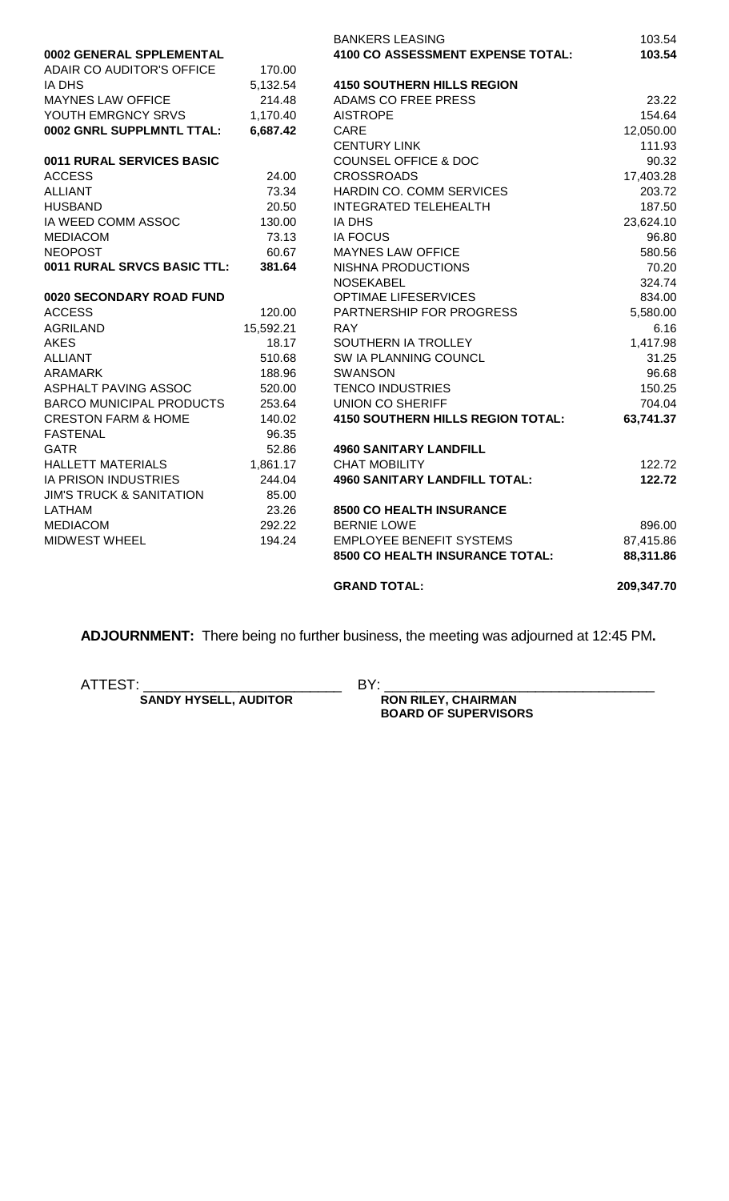| | |
|---|---|
| **0002 GENERAL SPPLEMENTAL** | |
| ADAIR CO AUDITOR'S OFFICE | 170.00 |
| IA DHS | 5,132.54 |
| MAYNES LAW OFFICE | 214.48 |
| YOUTH EMRGNCY SRVS | 1,170.40 |
| **0002 GNRL SUPPLMNTL TTAL:** | **6,687.42** |
| | |
| **0011 RURAL SERVICES BASIC** | |
| ACCESS | 24.00 |
| ALLIANT | 73.34 |
| HUSBAND | 20.50 |
| IA WEED COMM ASSOC | 130.00 |
| MEDIACOM | 73.13 |
| NEOPOST | 60.67 |
| **0011 RURAL SRVCS BASIC TTL:** | **381.64** |
| | |
| **0020 SECONDARY ROAD FUND** | |
| ACCESS | 120.00 |
| AGRILAND | 15,592.21 |
| AKES | 18.17 |
| ALLIANT | 510.68 |
| ARAMARK | 188.96 |
| ASPHALT PAVING ASSOC | 520.00 |
| BARCO MUNICIPAL PRODUCTS | 253.64 |
| CRESTON FARM & HOME | 140.02 |
| FASTENAL | 96.35 |
| GATR | 52.86 |
| HALLETT MATERIALS | 1,861.17 |
| IA PRISON INDUSTRIES | 244.04 |
| JIM'S TRUCK & SANITATION | 85.00 |
| LATHAM | 23.26 |
| MEDIACOM | 292.22 |
| MIDWEST WHEEL | 194.24 |

| | |
|---|---|
| BANKERS LEASING | 103.54 |
| **4100 CO ASSESSMENT EXPENSE TOTAL:** | **103.54** |
| | |
| **4150 SOUTHERN HILLS REGION** | |
| ADAMS CO FREE PRESS | 23.22 |
| AISTROPE | 154.64 |
| CARE | 12,050.00 |
| CENTURY LINK | 111.93 |
| COUNSEL OFFICE & DOC | 90.32 |
| CROSSROADS | 17,403.28 |
| HARDIN CO. COMM SERVICES | 203.72 |
| INTEGRATED TELEHEALTH | 187.50 |
| IA DHS | 23,624.10 |
| IA FOCUS | 96.80 |
| MAYNES LAW OFFICE | 580.56 |
| NISHNA PRODUCTIONS | 70.20 |
| NOSEKABEL | 324.74 |
| OPTIMAE LIFESERVICES | 834.00 |
| PARTNERSHIP FOR PROGRESS | 5,580.00 |
| RAY | 6.16 |
| SOUTHERN IA TROLLEY | 1,417.98 |
| SW IA PLANNING COUNCL | 31.25 |
| SWANSON | 96.68 |
| TENCO INDUSTRIES | 150.25 |
| UNION CO SHERIFF | 704.04 |
| **4150 SOUTHERN HILLS REGION TOTAL:** | **63,741.37** |
| | |
| **4960 SANITARY LANDFILL** | |
| CHAT MOBILITY | 122.72 |
| **4960 SANITARY LANDFILL TOTAL:** | **122.72** |
| | |
| **8500 CO HEALTH INSURANCE** | |
| BERNIE LOWE | 896.00 |
| EMPLOYEE BENEFIT SYSTEMS | 87,415.86 |
| **8500 CO HEALTH INSURANCE TOTAL:** | **88,311.86** |
| | |
| **GRAND TOTAL:** | **209,347.70** |

**ADJOURNMENT:** There being no further business, the meeting was adjourned at 12:45 PM**.**

ATTEST: ____________________________ BY: ____________________________________

**SANDY HYSELL, AUDITOR** **RON RILEY, CHAIRMAN**
**BOARD OF SUPERVISORS**